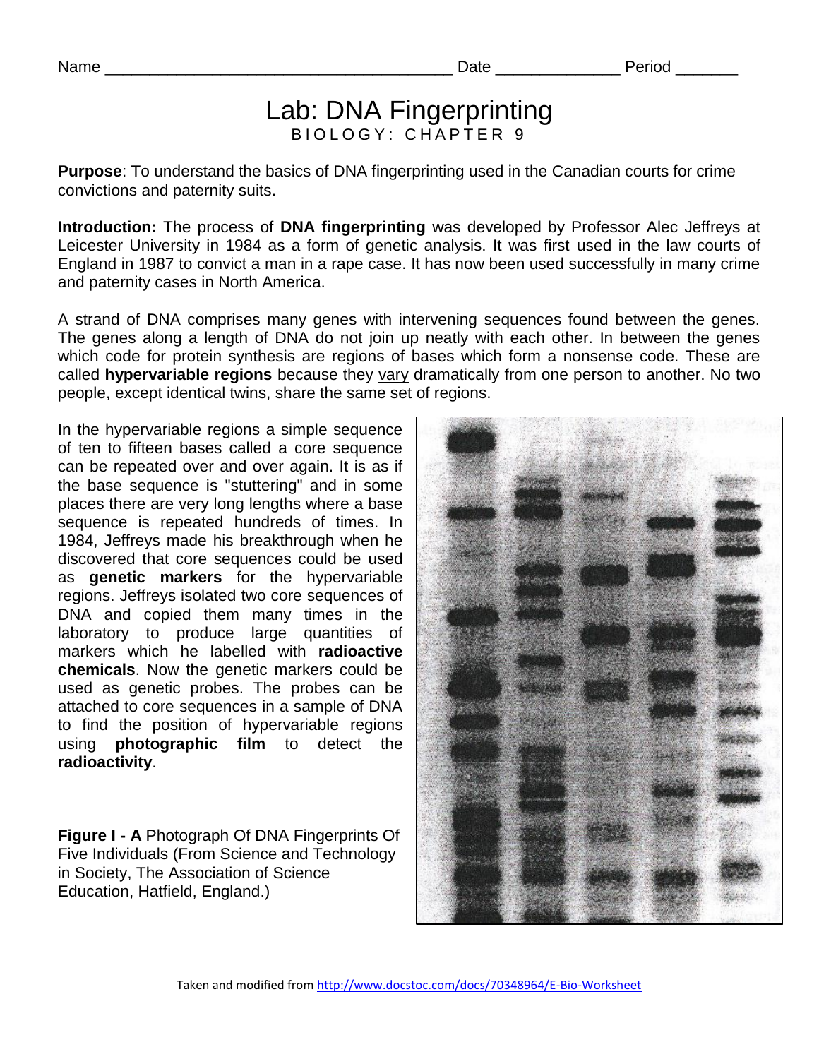Name ______________________________________ Date _____________ Period _______

# Lab: DNA Fingerprinting

BIOLOGY: CHAPTER 9

**Purpose**: To understand the basics of DNA fingerprinting used in the Canadian courts for crime convictions and paternity suits.

**Introduction:** The process of **DNA fingerprinting** was developed by Professor Alec Jeffreys at Leicester University in 1984 as a form of genetic analysis. It was first used in the law courts of England in 1987 to convict a man in a rape case. It has now been used successfully in many crime and paternity cases in North America.

A strand of DNA comprises many genes with intervening sequences found between the genes. The genes along a length of DNA do not join up neatly with each other. In between the genes which code for protein synthesis are regions of bases which form a nonsense code. These are called **hypervariable regions** because they vary dramatically from one person to another. No two people, except identical twins, share the same set of regions.

In the hypervariable regions a simple sequence of ten to fifteen bases called a core sequence can be repeated over and over again. It is as if the base sequence is "stuttering" and in some places there are very long lengths where a base sequence is repeated hundreds of times. In 1984, Jeffreys made his breakthrough when he discovered that core sequences could be used as **genetic markers** for the hypervariable regions. Jeffreys isolated two core sequences of DNA and copied them many times in the laboratory to produce large quantities of markers which he labelled with **radioactive chemicals**. Now the genetic markers could be used as genetic probes. The probes can be attached to core sequences in a sample of DNA to find the position of hypervariable regions using **photographic film** to detect the **radioactivity**.

**Figure I - A** Photograph Of DNA Fingerprints Of Five Individuals (From Science and Technology in Society, The Association of Science Education, Hatfield, England.)

Taken and modified from http://www.docstoc.com/docs/70348964/E-Bio-Worksheet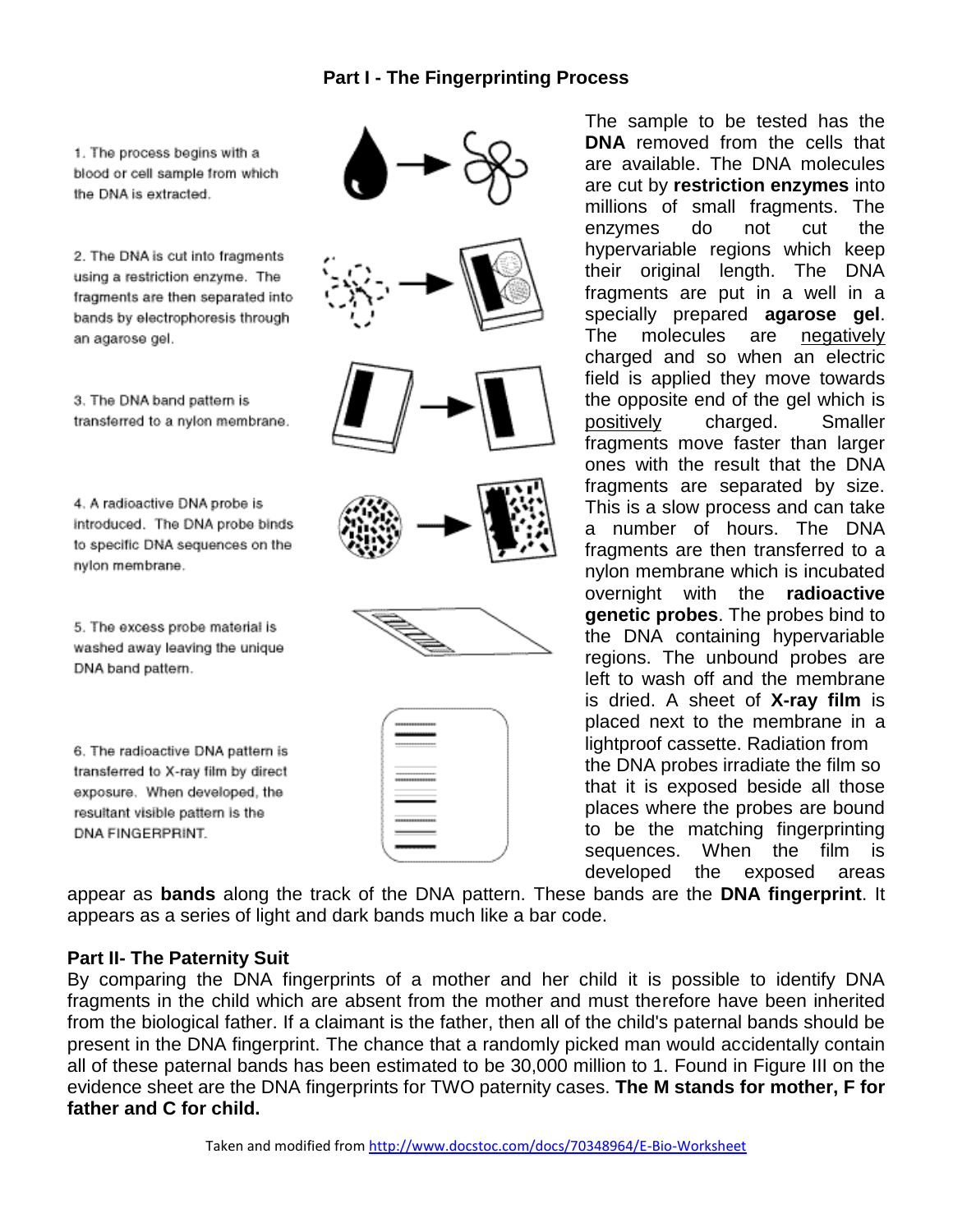## Part I - The Fingerprinting Process

1. The process begins with a blood or cell sample from which the DNA is extracted.

2. The DNA is cut into fragments using a restriction enzyme. The fragments are then separated into bands by electrophoresis through an agarose gel.

3. The DNA band pattern is transferred to a nylon membrane.

4. A radioactive DNA probe is introduced. The DNA probe binds to specific DNA sequences on the nylon membrane.

5. The excess probe material is washed away leaving the unique DNA band pattern.

6. The radioactive DNA pattern is transferred to X-ray film by direct exposure. When developed, the resultant visible pattern is the DNA FINGERPRINT.

The sample to be tested has the **DNA** removed from the cells that are available. The DNA molecules are cut by **restriction enzymes** into millions of small fragments. The enzymes do not cut the hypervariable regions which keep their original length. The DNA fragments are put in a well in a specially prepared **agarose gel**. The molecules are negatively charged and so when an electric field is applied they move towards the opposite end of the gel which is positively charged. Smaller fragments move faster than larger ones with the result that the DNA fragments are separated by size. This is a slow process and can take a number of hours. The DNA fragments are then transferred to a nylon membrane which is incubated overnight with the **radioactive genetic probes**. The probes bind to the DNA containing hypervariable regions. The unbound probes are left to wash off and the membrane is dried. A sheet of **X-ray film** is placed next to the membrane in a lightproof cassette. Radiation from the DNA probes irradiate the film so that it is exposed beside all those places where the probes are bound to be the matching fingerprinting sequences. When the film is developed the exposed areas appear as **bands** along the track of the DNA pattern. These bands are the **DNA fingerprint**. It appears as a series of light and dark bands much like a bar code.

## Part II- The Paternity Suit

By comparing the DNA fingerprints of a mother and her child it is possible to identify DNA fragments in the child which are absent from the mother and must therefore have been inherited from the biological father. If a claimant is the father, then all of the child's paternal bands should be present in the DNA fingerprint. The chance that a randomly picked man would accidentally contain all of these paternal bands has been estimated to be 30,000 million to 1. Found in Figure III on the evidence sheet are the DNA fingerprints for TWO paternity cases. **The M stands for mother, F for father and C for child.**

Taken and modified from http://www.docstoc.com/docs/70348964/E-Bio-Worksheet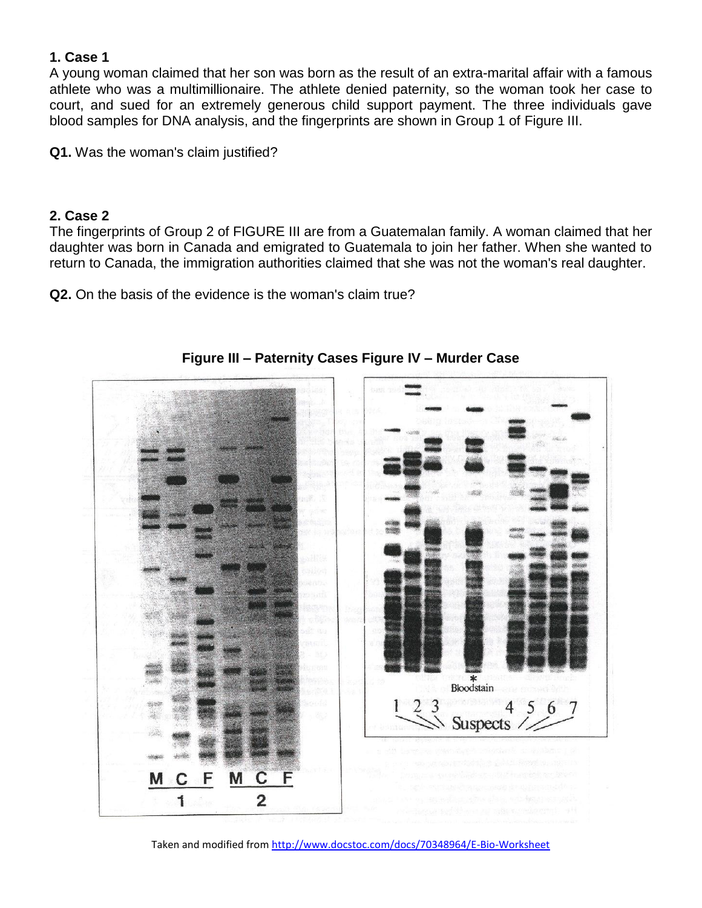**1. Case 1**
A young woman claimed that her son was born as the result of an extra-marital affair with a famous athlete who was a multimillionaire. The athlete denied paternity, so the woman took her case to court, and sued for an extremely generous child support payment. The three individuals gave blood samples for DNA analysis, and the fingerprints are shown in Group 1 of Figure III.

**Q1.** Was the woman's claim justified?

**2. Case 2**
The fingerprints of Group 2 of FIGURE III are from a Guatemalan family. A woman claimed that her daughter was born in Canada and emigrated to Guatemala to join her father. When she wanted to return to Canada, the immigration authorities claimed that she was not the woman's real daughter.

**Q2.** On the basis of the evidence is the woman's claim true?

**Figure III – Paternity Cases Figure IV – Murder Case**

M C F M C F
1 2

\*
Bloodstain
1 2 3 4 5 6 7
Suspects

Taken and modified from http://www.docstoc.com/docs/70348964/E-Bio-Worksheet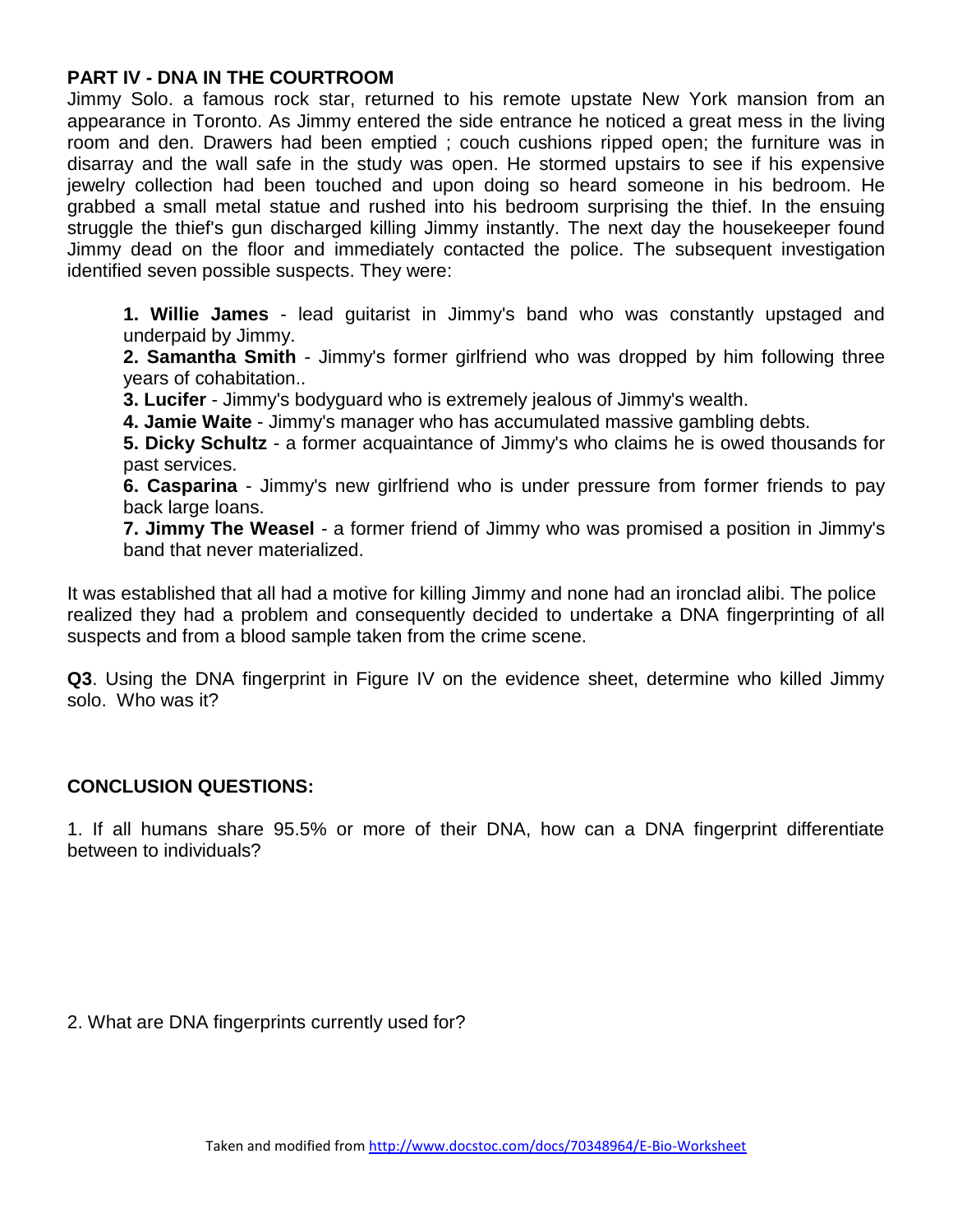## PART IV - DNA IN THE COURTROOM

Jimmy Solo. a famous rock star, returned to his remote upstate New York mansion from an appearance in Toronto. As Jimmy entered the side entrance he noticed a great mess in the living room and den. Drawers had been emptied ; couch cushions ripped open; the furniture was in disarray and the wall safe in the study was open. He stormed upstairs to see if his expensive jewelry collection had been touched and upon doing so heard someone in his bedroom. He grabbed a small metal statue and rushed into his bedroom surprising the thief. In the ensuing struggle the thief's gun discharged killing Jimmy instantly. The next day the housekeeper found Jimmy dead on the floor and immediately contacted the police. The subsequent investigation identified seven possible suspects. They were:

1. **Willie James** - lead guitarist in Jimmy's band who was constantly upstaged and underpaid by Jimmy.
2. **Samantha Smith** - Jimmy's former girlfriend who was dropped by him following three years of cohabitation..
3. **Lucifer** - Jimmy's bodyguard who is extremely jealous of Jimmy's wealth.
4. **Jamie Waite** - Jimmy's manager who has accumulated massive gambling debts.
5. **Dicky Schultz** - a former acquaintance of Jimmy's who claims he is owed thousands for past services.
6. **Casparina** - Jimmy's new girlfriend who is under pressure from former friends to pay back large loans.
7. **Jimmy The Weasel** - a former friend of Jimmy who was promised a position in Jimmy's band that never materialized.

It was established that all had a motive for killing Jimmy and none had an ironclad alibi. The police realized they had a problem and consequently decided to undertake a DNA fingerprinting of all suspects and from a blood sample taken from the crime scene.

**Q3**. Using the DNA fingerprint in Figure IV on the evidence sheet, determine who killed Jimmy solo. Who was it?

### CONCLUSION QUESTIONS:

1. If all humans share 95.5% or more of their DNA, how can a DNA fingerprint differentiate between to individuals?

2. What are DNA fingerprints currently used for?

Taken and modified from http://www.docstoc.com/docs/70348964/E-Bio-Worksheet